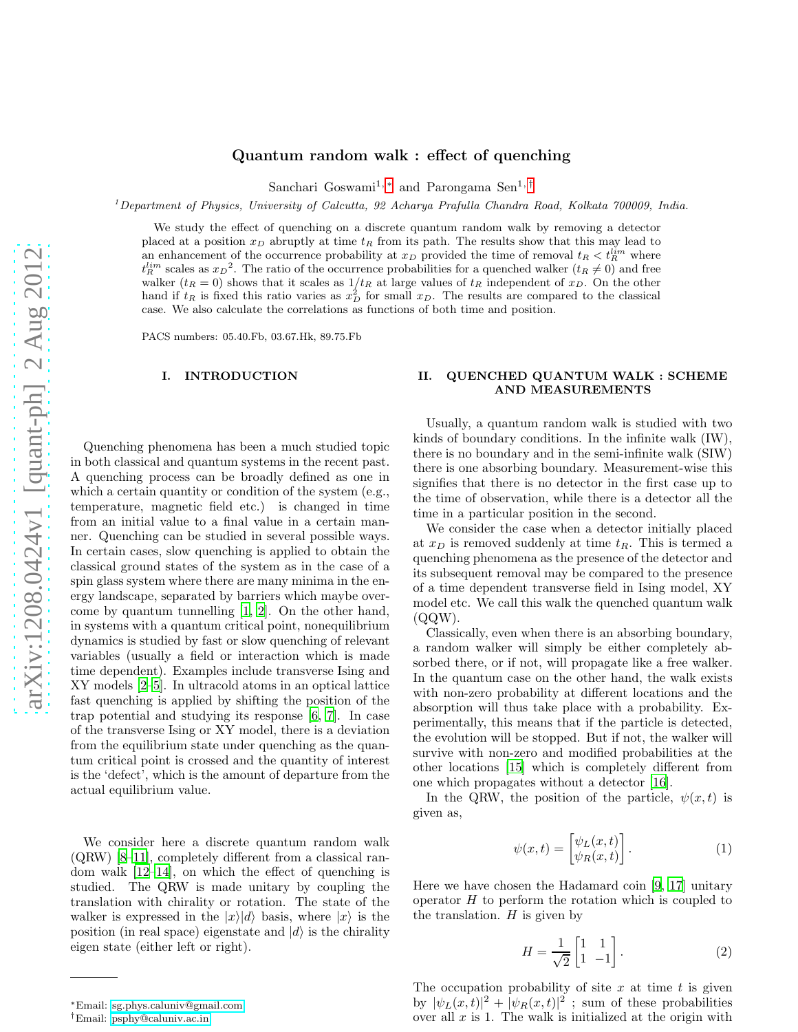# Quantum random walk : effect of quenching

Sanchari Goswami[1,*] and Parongama Sen[1,†]

[1]*Department of Physics, University of Calcutta, 92 Acharya Prafulla Chandra Road, Kolkata 700009, India.*

We study the effect of quenching on a discrete quantum random walk by removing a detector placed at a position $x_D$ abruptly at time $t_R$ from its path. The results show that this may lead to an enhancement of the occurrence probability at $x_D$ provided the time of removal $t_R < t_R^{lim}$ where $t_R^{lim}$ scales as $x_D{}^2$. The ratio of the occurrence probabilities for a quenched walker ($t_R \neq 0$) and free walker ($t_R = 0$) shows that it scales as $1/t_R$ at large values of $t_R$ independent of $x_D$. On the other hand if $t_R$ is fixed this ratio varies as $x_D^2$ for small $x_D$. The results are compared to the classical case. We also calculate the correlations as functions of both time and position.

PACS numbers: 05.40.Fb, 03.67.Hk, 89.75.Fb

## I. INTRODUCTION

Quenching phenomena has been a much studied topic in both classical and quantum systems in the recent past. A quenching process can be broadly defined as one in which a certain quantity or condition of the system (e.g., temperature, magnetic field etc.) is changed in time from an initial value to a final value in a certain manner. Quenching can be studied in several possible ways. In certain cases, slow quenching is applied to obtain the classical ground states of the system as in the case of a spin glass system where there are many minima in the energy landscape, separated by barriers which maybe overcome by quantum tunnelling [1, 2]. On the other hand, in systems with a quantum critical point, nonequilibrium dynamics is studied by fast or slow quenching of relevant variables (usually a field or interaction which is made time dependent). Examples include transverse Ising and XY models [2–5]. In ultracold atoms in an optical lattice fast quenching is applied by shifting the position of the trap potential and studying its response [6, 7]. In case of the transverse Ising or XY model, there is a deviation from the equilibrium state under quenching as the quantum critical point is crossed and the quantity of interest is the 'defect', which is the amount of departure from the actual equilibrium value.

We consider here a discrete quantum random walk (QRW) [8–11], completely different from a classical random walk [12–14], on which the effect of quenching is studied. The QRW is made unitary by coupling the translation with chirality or rotation. The state of the walker is expressed in the $|x\rangle|d\rangle$ basis, where $|x\rangle$ is the position (in real space) eigenstate and $|d\rangle$ is the chirality eigen state (either left or right).

## II. QUENCHED QUANTUM WALK : SCHEME AND MEASUREMENTS

Usually, a quantum random walk is studied with two kinds of boundary conditions. In the infinite walk (IW), there is no boundary and in the semi-infinite walk (SIW) there is one absorbing boundary. Measurement-wise this signifies that there is no detector in the first case up to the time of observation, while there is a detector all the time in a particular position in the second.

We consider the case when a detector initially placed at $x_D$ is removed suddenly at time $t_R$. This is termed a quenching phenomena as the presence of the detector and its subsequent removal may be compared to the presence of a time dependent transverse field in Ising model, XY model etc. We call this walk the quenched quantum walk (QQW).

Classically, even when there is an absorbing boundary, a random walker will simply be either completely absorbed there, or if not, will propagate like a free walker. In the quantum case on the other hand, the walk exists with non-zero probability at different locations and the absorption will thus take place with a probability. Experimentally, this means that if the particle is detected, the evolution will be stopped. But if not, the walker will survive with non-zero and modified probabilities at the other locations [15] which is completely different from one which propagates without a detector [16].

In the QRW, the position of the particle, $\psi(x,t)$ is given as,

$$\psi(x,t) = \begin{bmatrix} \psi_L(x,t) \\ \psi_R(x,t) \end{bmatrix}. \tag{1}$$

Here we have chosen the Hadamard coin [9, 17] unitary operator $H$ to perform the rotation which is coupled to the translation. $H$ is given by

$$H = \frac{1}{\sqrt{2}} \begin{bmatrix} 1 & 1 \\ 1 & -1 \end{bmatrix}. \tag{2}$$

The occupation probability of site $x$ at time $t$ is given by $|\psi_L(x,t)|^2 + |\psi_R(x,t)|^2$ ; sum of these probabilities over all $x$ is 1. The walk is initialized at the origin with

*Email: sg.phys.caluniv@gmail.com

†Email: psphy@caluniv.ac.in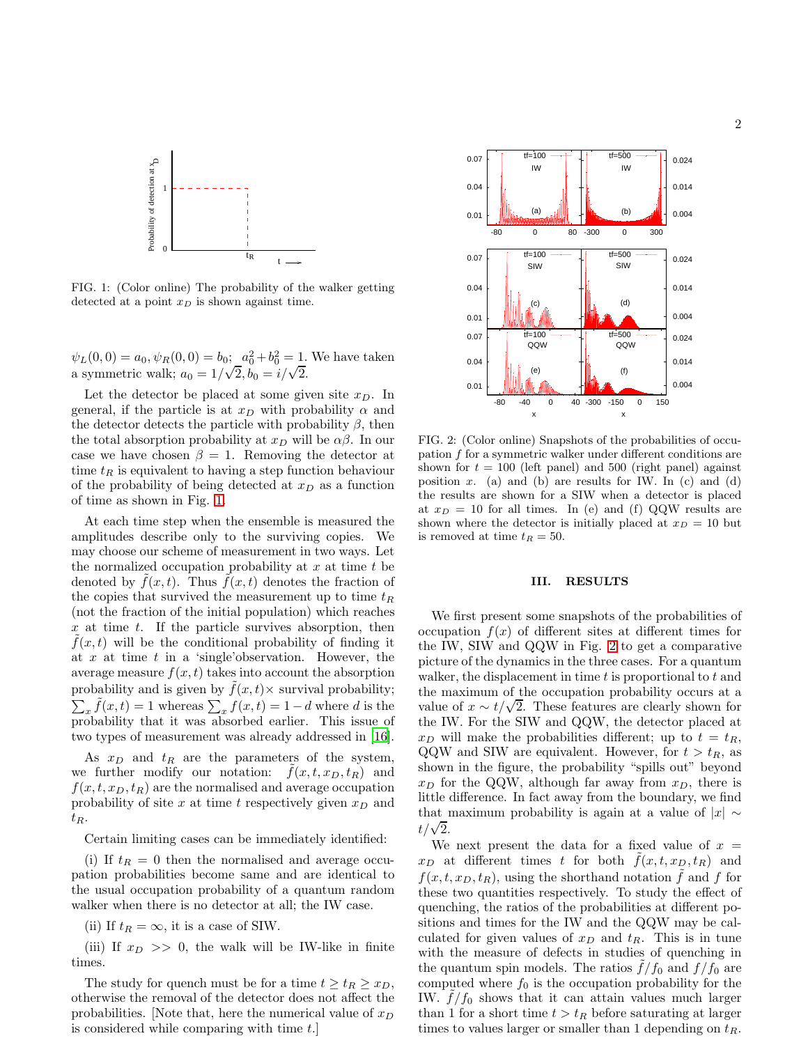FIG. 1: (Color online) The probability of the walker getting detected at a point $x_D$ is shown against time.

$\psi_L(0,0) = a_0, \psi_R(0,0) = b_0;\ \ a_0^2 + b_0^2 = 1$. We have taken a symmetric walk; $a_0 = 1/\sqrt{2}, b_0 = i/\sqrt{2}$.

Let the detector be placed at some given site $x_D$. In general, if the particle is at $x_D$ with probability $\alpha$ and the detector detects the particle with probability $\beta$, then the total absorption probability at $x_D$ will be $\alpha\beta$. In our case we have chosen $\beta = 1$. Removing the detector at time $t_R$ is equivalent to having a step function behaviour of the probability of being detected at $x_D$ as a function of time as shown in Fig. 1.

At each time step when the ensemble is measured the amplitudes describe only to the surviving copies. We may choose our scheme of measurement in two ways. Let the normalized occupation probability at $x$ at time $t$ be denoted by $\tilde{f}(x,t)$. Thus $\tilde{f}(x,t)$ denotes the fraction of the copies that survived the measurement up to time $t_R$ (not the fraction of the initial population) which reaches $x$ at time $t$. If the particle survives absorption, then $\tilde{f}(x,t)$ will be the conditional probability of finding it at $x$ at time $t$ in a 'single'observation. However, the average measure $f(x,t)$ takes into account the absorption probability and is given by $\tilde{f}(x,t)\times$ survival probability; $\sum_x \tilde{f}(x,t) = 1$ whereas $\sum_x f(x,t) = 1 - d$ where $d$ is the probability that it was absorbed earlier. This issue of two types of measurement was already addressed in [16].

As $x_D$ and $t_R$ are the parameters of the system, we further modify our notation: $\tilde{f}(x,t,x_D,t_R)$ and $f(x,t,x_D,t_R)$ are the normalised and average occupation probability of site $x$ at time $t$ respectively given $x_D$ and $t_R$.

Certain limiting cases can be immediately identified:

(i) If $t_R = 0$ then the normalised and average occupation probabilities become same and are identical to the usual occupation probability of a quantum random walker when there is no detector at all; the IW case.

(ii) If $t_R = \infty$, it is a case of SIW.

(iii) If $x_D >> 0$, the walk will be IW-like in finite times.

The study for quench must be for a time $t \geq t_R \geq x_D$, otherwise the removal of the detector does not affect the probabilities. [Note that, here the numerical value of $x_D$ is considered while comparing with time $t$.]

FIG. 2: (Color online) Snapshots of the probabilities of occupation $f$ for a symmetric walker under different conditions are shown for $t = 100$ (left panel) and 500 (right panel) against position $x$. (a) and (b) are results for IW. In (c) and (d) the results are shown for a SIW when a detector is placed at $x_D = 10$ for all times. In (e) and (f) QQW results are shown where the detector is initially placed at $x_D = 10$ but is removed at time $t_R = 50$.

## III. RESULTS

We first present some snapshots of the probabilities of occupation $f(x)$ of different sites at different times for the IW, SIW and QQW in Fig. 2 to get a comparative picture of the dynamics in the three cases. For a quantum walker, the displacement in time $t$ is proportional to $t$ and the maximum of the occupation probability occurs at a value of $x \sim t/\sqrt{2}$. These features are clearly shown for the IW. For the SIW and QQW, the detector placed at $x_D$ will make the probabilities different; up to $t = t_R$, QQW and SIW are equivalent. However, for $t > t_R$, as shown in the figure, the probability "spills out" beyond $x_D$ for the QQW, although far away from $x_D$, there is little difference. In fact away from the boundary, we find that maximum probability is again at a value of $|x| \sim t/\sqrt{2}$.

We next present the data for a fixed value of $x = x_D$ at different times $t$ for both $\tilde{f}(x,t,x_D,t_R)$ and $f(x,t,x_D,t_R)$, using the shorthand notation $\tilde{f}$ and $f$ for these two quantities respectively. To study the effect of quenching, the ratios of the probabilities at different positions and times for the IW and the QQW may be calculated for given values of $x_D$ and $t_R$. This is in tune with the measure of defects in studies of quenching in the quantum spin models. The ratios $\tilde{f}/f_0$ and $f/f_0$ are computed where $f_0$ is the occupation probability for the IW. $\tilde{f}/f_0$ shows that it can attain values much larger than 1 for a short time $t > t_R$ before saturating at larger times to values larger or smaller than 1 depending on $t_R$.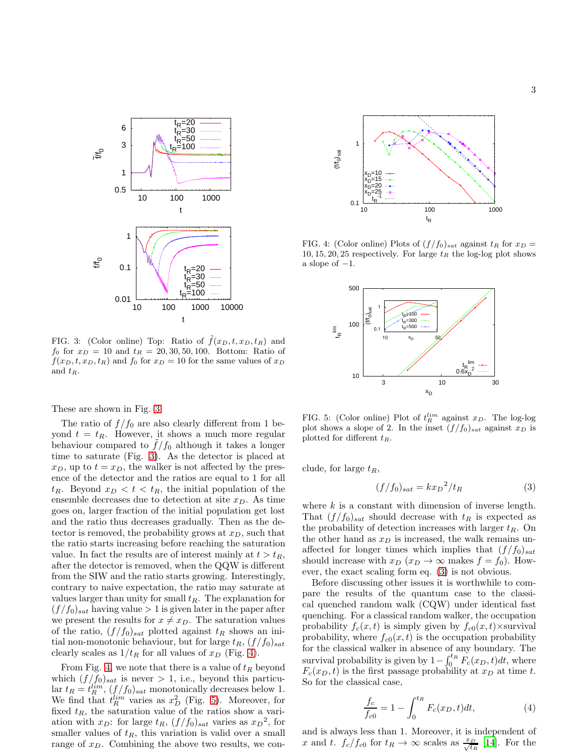FIG. 3: (Color online) Top: Ratio of $\tilde{f}(x_D, t, x_D, t_R)$ and $f_0$ for $x_D = 10$ and $t_R = 20, 30, 50, 100$. Bottom: Ratio of $f(x_D, t, x_D, t_R)$ and $f_0$ for $x_D = 10$ for the same values of $x_D$ and $t_R$.

These are shown in Fig. 3.

The ratio of $f/f_0$ are also clearly different from 1 beyond $t = t_R$. However, it shows a much more regular behaviour compared to $\tilde{f}/f_0$ although it takes a longer time to saturate (Fig. 3). As the detector is placed at $x_D$, up to $t = x_D$, the walker is not affected by the presence of the detector and the ratios are equal to 1 for all $t_R$. Beyond $x_D < t < t_R$, the initial population of the ensemble decreases due to detection at site $x_D$. As time goes on, larger fraction of the initial population get lost and the ratio thus decreases gradually. Then as the detector is removed, the probability grows at $x_D$, such that the ratio starts increasing before reaching the saturation value. In fact the results are of interest mainly at $t > t_R$, after the detector is removed, when the QQW is different from the SIW and the ratio starts growing. Interestingly, contrary to naive expectation, the ratio may saturate at values larger than unity for small $t_R$. The explanation for $(f/f_0)_{sat}$ having value $> 1$ is given later in the paper after we present the results for $x \neq x_D$. The saturation values of the ratio, $(f/f_0)_{sat}$ plotted against $t_R$ shows an initial non-monotonic behaviour, but for large $t_R$, $(f/f_0)_{sat}$ clearly scales as $1/t_R$ for all values of $x_D$ (Fig. 4).

From Fig. 4, we note that there is a value of $t_R$ beyond which $(f/f_0)_{sat}$ is never $> 1$, i.e., beyond this particular $t_R = t_R^{lim}$, $(f/f_0)_{sat}$ monotonically decreases below 1. We find that $t_R^{lim}$ varies as $x_D^2$ (Fig. 5). Moreover, for fixed $t_R$, the saturation value of the ratios show a variation with $x_D$: for large $t_R$, $(f/f_0)_{sat}$ varies as $x_D{}^2$, for smaller values of $t_R$, this variation is valid over a small range of $x_D$. Combining the above two results, we conclude, for large $t_R$,

$$(f/f_0)_{sat} = k{x_D}^2/t_R \tag{3}$$

where $k$ is a constant with dimension of inverse length. That $(f/f_0)_{sat}$ should decrease with $t_R$ is expected as the probability of detection increases with larger $t_R$. On the other hand as $x_D$ is increased, the walk remains unaffected for longer times which implies that $(f/f_0)_{sat}$ should increase with $x_D$ ($x_D \to \infty$ makes $f = f_0$). However, the exact scaling form eq. (3) is not obvious.

FIG. 4: (Color online) Plots of $(f/f_0)_{sat}$ against $t_R$ for $x_D = 10, 15, 20, 25$ respectively. For large $t_R$ the log-log plot shows a slope of $-1$.

FIG. 5: (Color online) Plot of $t_R^{lim}$ against $x_D$. The log-log plot shows a slope of 2. In the inset $(f/f_0)_{sat}$ against $x_D$ is plotted for different $t_R$.

Before discussing other issues it is worthwhile to compare the results of the quantum case to the classical quenched random walk (CQW) under identical fast quenching. For a classical random walker, the occupation probability $f_c(x,t)$ is simply given by $f_{c0}(x,t)\times$survival probability, where $f_{c0}(x,t)$ is the occupation probability for the classical walker in absence of any boundary. The survival probability is given by $1 - \int_0^{t_R} F_c(x_D, t)dt$, where $F_c(x_D, t)$ is the first passage probability at $x_D$ at time $t$. So for the classical case,

$$\frac{f_c}{f_{c0}} = 1 - \int_0^{t_R} F_c(x_D, t)dt, \tag{4}$$

and is always less than 1. Moreover, it is independent of $x$ and $t$. $f_c/f_{c0}$ for $t_R \to \infty$ scales as $\frac{x_D}{\sqrt{t_R}}$ [14]. For the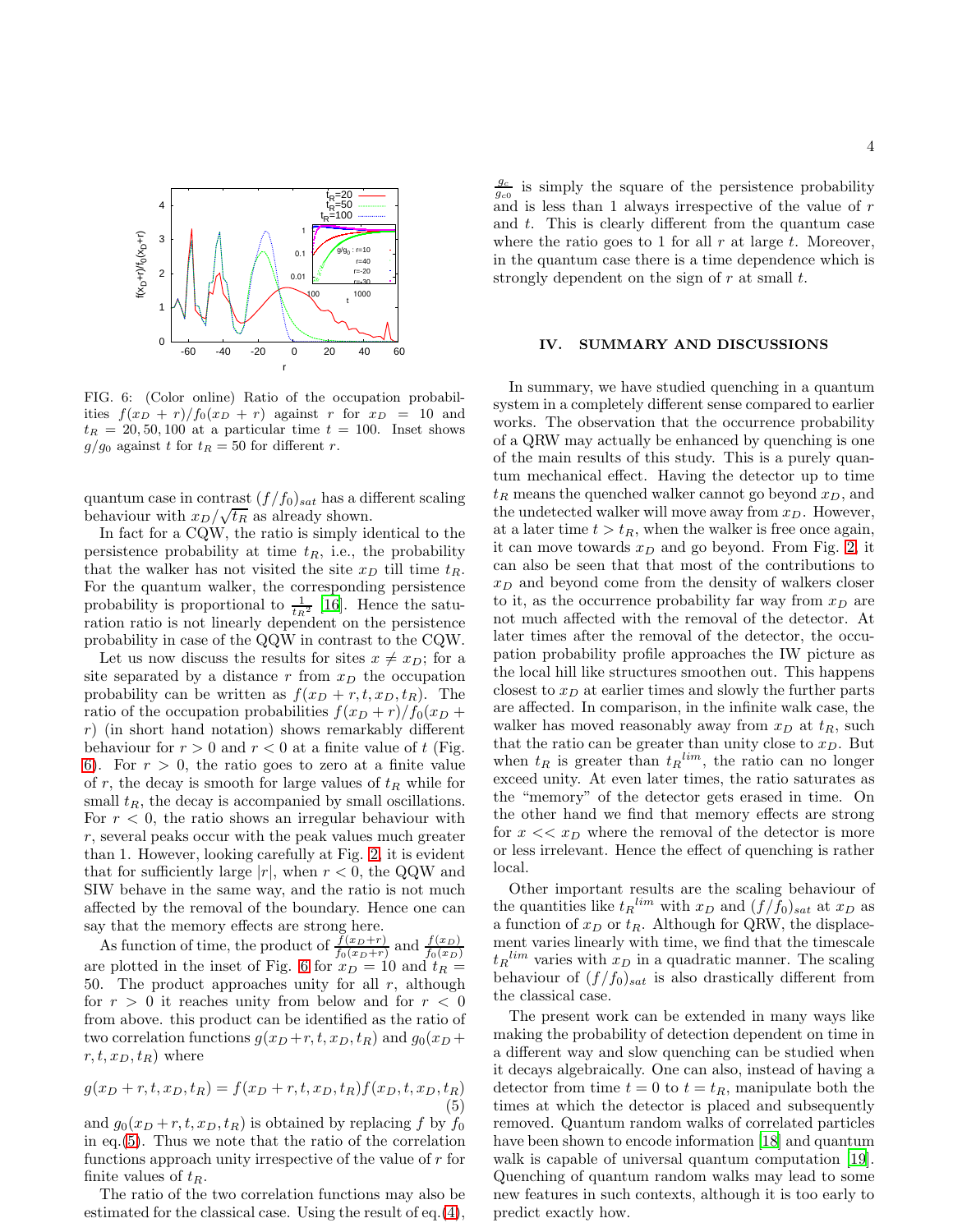FIG. 6: (Color online) Ratio of the occupation probabilities $f(x_D + r)/f_0(x_D + r)$ against $r$ for $x_D = 10$ and $t_R = 20, 50, 100$ at a particular time $t = 100$. Inset shows $g/g_0$ against $t$ for $t_R = 50$ for different $r$.

quantum case in contrast $(f/f_0)_{sat}$ has a different scaling behaviour with $x_D/\sqrt{t_R}$ as already shown.

In fact for a CQW, the ratio is simply identical to the persistence probability at time $t_R$, i.e., the probability that the walker has not visited the site $x_D$ till time $t_R$. For the quantum walker, the corresponding persistence probability is proportional to $\frac{1}{t_R{}^2}$ [16]. Hence the saturation ratio is not linearly dependent on the persistence probability in case of the QQW in contrast to the CQW.

Let us now discuss the results for sites $x \neq x_D$; for a site separated by a distance $r$ from $x_D$ the occupation probability can be written as $f(x_D + r, t, x_D, t_R)$. The ratio of the occupation probabilities $f(x_D + r)/f_0(x_D + r)$ (in short hand notation) shows remarkably different behaviour for $r > 0$ and $r < 0$ at a finite value of $t$ (Fig. 6). For $r > 0$, the ratio goes to zero at a finite value of $r$, the decay is smooth for large values of $t_R$ while for small $t_R$, the decay is accompanied by small oscillations. For $r < 0$, the ratio shows an irregular behaviour with $r$, several peaks occur with the peak values much greater than 1. However, looking carefully at Fig. 2, it is evident that for sufficiently large $|r|$, when $r < 0$, the QQW and SIW behave in the same way, and the ratio is not much affected by the removal of the boundary. Hence one can say that the memory effects are strong here.

As function of time, the product of $\frac{f(x_D+r)}{f_0(x_D+r)}$ and $\frac{f(x_D)}{f_0(x_D)}$ are plotted in the inset of Fig. 6 for $x_D = 10$ and $t_R = 50$. The product approaches unity for all $r$, although for $r > 0$ it reaches unity from below and for $r < 0$ from above. this product can be identified as the ratio of two correlation functions $g(x_D+r, t, x_D, t_R)$ and $g_0(x_D+r, t, x_D, t_R)$ where

$$g(x_D + r, t, x_D, t_R) = f(x_D + r, t, x_D, t_R)f(x_D, t, x_D, t_R) \tag{5}$$

and $g_0(x_D+r, t, x_D, t_R)$ is obtained by replacing $f$ by $f_0$ in eq.(5). Thus we note that the ratio of the correlation functions approach unity irrespective of the value of $r$ for finite values of $t_R$.

The ratio of the two correlation functions may also be estimated for the classical case. Using the result of eq.(4), $\frac{g_c}{g_{c0}}$ is simply the square of the persistence probability and is less than 1 always irrespective of the value of $r$ and $t$. This is clearly different from the quantum case where the ratio goes to 1 for all $r$ at large $t$. Moreover, in the quantum case there is a time dependence which is strongly dependent on the sign of $r$ at small $t$.

## IV. SUMMARY AND DISCUSSIONS

In summary, we have studied quenching in a quantum system in a completely different sense compared to earlier works. The observation that the occurrence probability of a QRW may actually be enhanced by quenching is one of the main results of this study. This is a purely quantum mechanical effect. Having the detector up to time $t_R$ means the quenched walker cannot go beyond $x_D$, and the undetected walker will move away from $x_D$. However, at a later time $t > t_R$, when the walker is free once again, it can move towards $x_D$ and go beyond. From Fig. 2, it can also be seen that that most of the contributions to $x_D$ and beyond come from the density of walkers closer to it, as the occurrence probability far way from $x_D$ are not much affected with the removal of the detector. At later times after the removal of the detector, the occupation probability profile approaches the IW picture as the local hill like structures smoothen out. This happens closest to $x_D$ at earlier times and slowly the further parts are affected. In comparison, in the infinite walk case, the walker has moved reasonably away from $x_D$ at $t_R$, such that the ratio can be greater than unity close to $x_D$. But when $t_R$ is greater than $t_R{}^{lim}$, the ratio can no longer exceed unity. At even later times, the ratio saturates as the "memory" of the detector gets erased in time. On the other hand we find that memory effects are strong for $x << x_D$ where the removal of the detector is more or less irrelevant. Hence the effect of quenching is rather local.

Other important results are the scaling behaviour of the quantities like $t_R{}^{lim}$ with $x_D$ and $(f/f_0)_{sat}$ at $x_D$ as a function of $x_D$ or $t_R$. Although for QRW, the displacement varies linearly with time, we find that the timescale $t_R{}^{lim}$ varies with $x_D$ in a quadratic manner. The scaling behaviour of $(f/f_0)_{sat}$ is also drastically different from the classical case.

The present work can be extended in many ways like making the probability of detection dependent on time in a different way and slow quenching can be studied when it decays algebraically. One can also, instead of having a detector from time $t = 0$ to $t = t_R$, manipulate both the times at which the detector is placed and subsequently removed. Quantum random walks of correlated particles have been shown to encode information [18] and quantum walk is capable of universal quantum computation [19]. Quenching of quantum random walks may lead to some new features in such contexts, although it is too early to predict exactly how.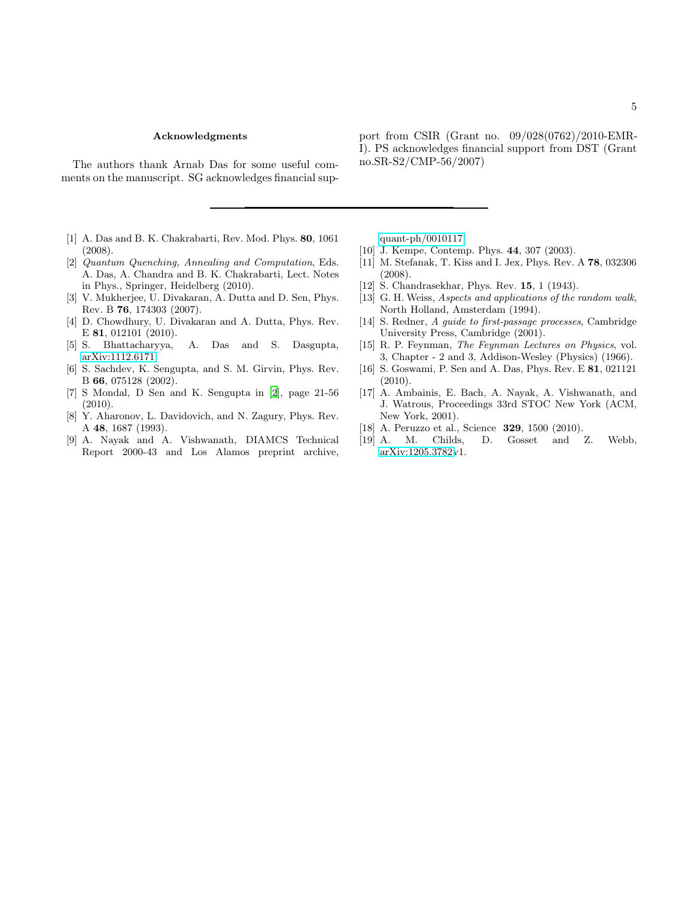### Acknowledgments

The authors thank Arnab Das for some useful comments on the manuscript. SG acknowledges financial support from CSIR (Grant no. 09/028(0762)/2010-EMR-I). PS acknowledges financial support from DST (Grant no.SR-S2/CMP-56/2007)

---

[1] A. Das and B. K. Chakrabarti, Rev. Mod. Phys. **80**, 1061 (2008).

[2] *Quantum Quenching, Annealing and Computation*, Eds. A. Das, A. Chandra and B. K. Chakrabarti, Lect. Notes in Phys., Springer, Heidelberg (2010).

[3] V. Mukherjee, U. Divakaran, A. Dutta and D. Sen, Phys. Rev. B **76**, 174303 (2007).

[4] D. Chowdhury, U. Divakaran and A. Dutta, Phys. Rev. E **81**, 012101 (2010).

[5] S. Bhattacharyya, A. Das and S. Dasgupta, arXiv:1112.6171.

[6] S. Sachdev, K. Sengupta, and S. M. Girvin, Phys. Rev. B **66**, 075128 (2002).

[7] S Mondal, D Sen and K. Sengupta in [2], page 21-56 (2010).

[8] Y. Aharonov, L. Davidovich, and N. Zagury, Phys. Rev. A **48**, 1687 (1993).

[9] A. Nayak and A. Vishwanath, DIAMCS Technical Report 2000-43 and Los Alamos preprint archive, quant-ph/0010117

[10] J. Kempe, Contemp. Phys. **44**, 307 (2003).

[11] M. Stefanak, T. Kiss and I. Jex, Phys. Rev. A **78**, 032306 (2008).

[12] S. Chandrasekhar, Phys. Rev. **15**, 1 (1943).

[13] G. H. Weiss, *Aspects and applications of the random walk*, North Holland, Amsterdam (1994).

[14] S. Redner, *A guide to first-passage processes*, Cambridge University Press, Cambridge (2001).

[15] R. P. Feynman, *The Feynman Lectures on Physics*, vol. 3, Chapter - 2 and 3, Addison-Wesley (Physics) (1966).

[16] S. Goswami, P. Sen and A. Das, Phys. Rev. E **81**, 021121 (2010).

[17] A. Ambainis, E. Bach, A. Nayak, A. Vishwanath, and J. Watrous, Proceedings 33rd STOC New York (ACM, New York, 2001).

[18] A. Peruzzo et al., Science **329**, 1500 (2010).

[19] A. M. Childs, D. Gosset and Z. Webb, arXiv:1205.3782v1.